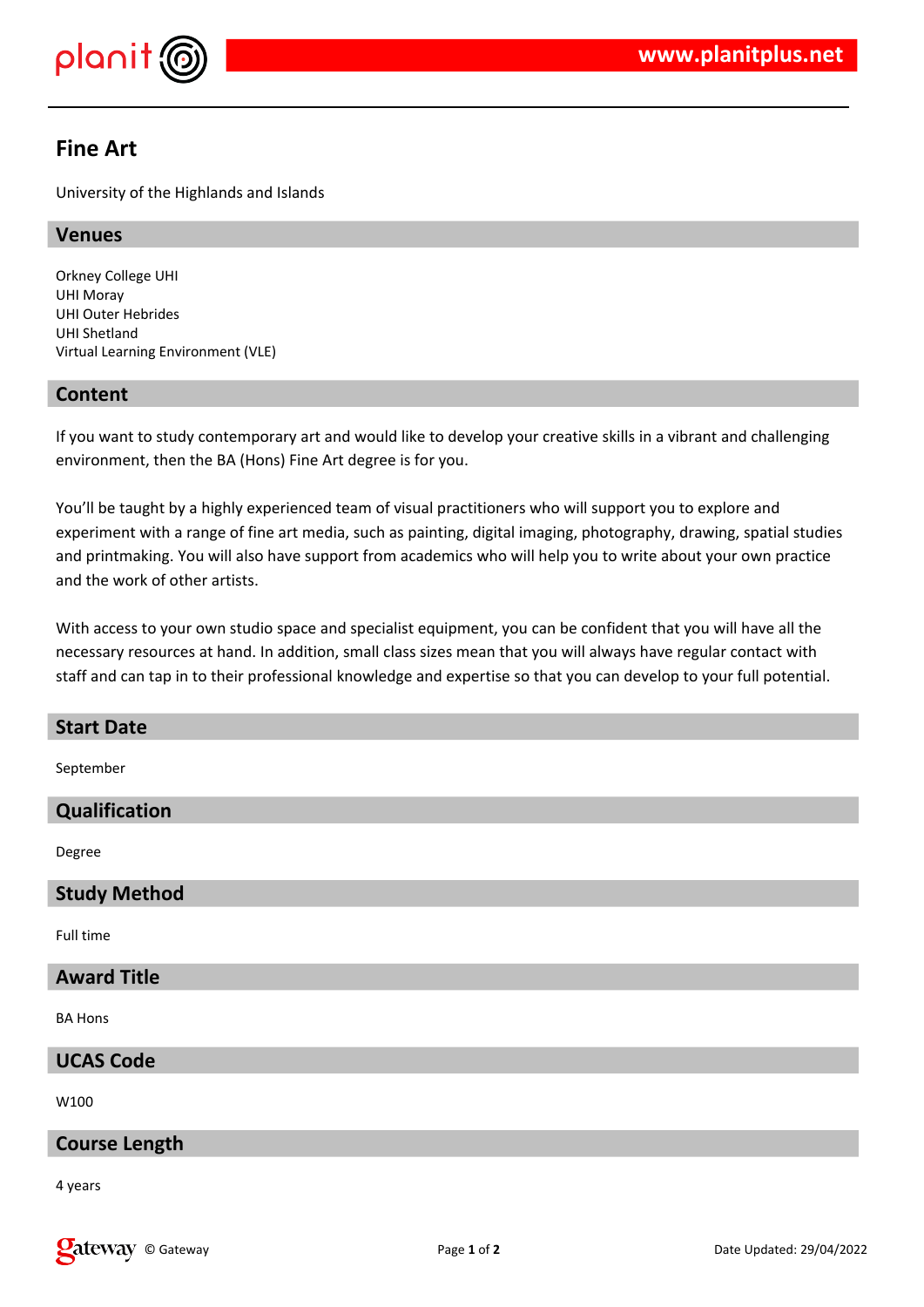# Fine Art

University of the Highlands and Islands

## Venues

Orkney College UHI
UHI Moray
UHI Outer Hebrides
UHI Shetland
Virtual Learning Environment (VLE)

## Content

If you want to study contemporary art and would like to develop your creative skills in a vibrant and challenging environment, then the BA (Hons) Fine Art degree is for you.

You'll be taught by a highly experienced team of visual practitioners who will support you to explore and experiment with a range of fine art media, such as painting, digital imaging, photography, drawing, spatial studies and printmaking. You will also have support from academics who will help you to write about your own practice and the work of other artists.

With access to your own studio space and specialist equipment, you can be confident that you will have all the necessary resources at hand. In addition, small class sizes mean that you will always have regular contact with staff and can tap in to their professional knowledge and expertise so that you can develop to your full potential.

## Start Date

September

## Qualification

Degree

## Study Method

Full time

## Award Title

BA Hons

## UCAS Code

W100

## Course Length

4 years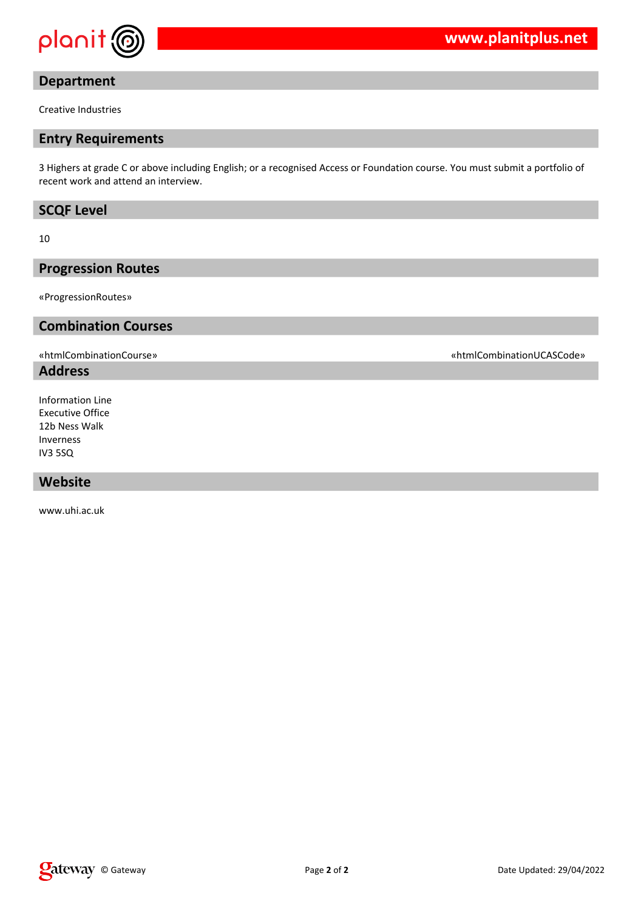## Department

Creative Industries

## Entry Requirements

3 Highers at grade C or above including English; or a recognised Access or Foundation course. You must submit a portfolio of recent work and attend an interview.

## SCQF Level

10

## Progression Routes

«ProgressionRoutes»

## Combination Courses

«htmlCombinationCourse» «htmlCombinationUCASCode»

## Address

Information Line
Executive Office
12b Ness Walk
Inverness
IV3 5SQ

## Website

www.uhi.ac.uk